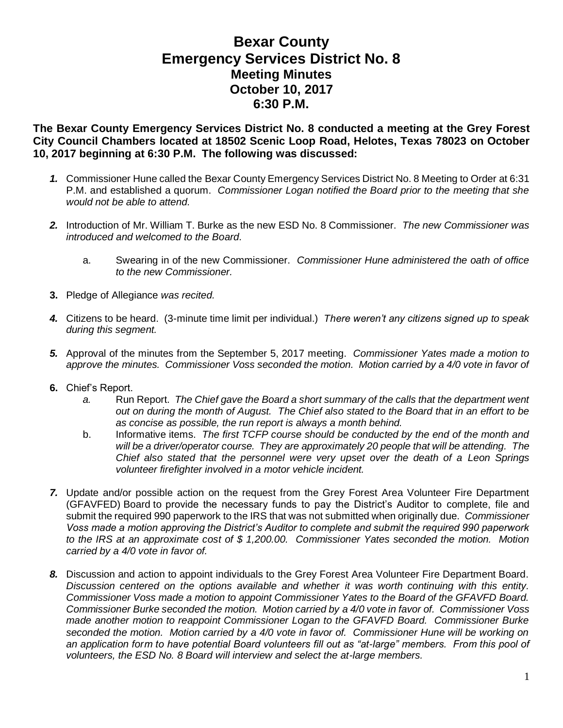# Bexar County
# Emergency Services District No. 8
## Meeting Minutes
## October 10, 2017
## 6:30 P.M.

**The Bexar County Emergency Services District No. 8 conducted a meeting at the Grey Forest City Council Chambers located at 18502 Scenic Loop Road, Helotes, Texas 78023 on October 10, 2017 beginning at 6:30 P.M. The following was discussed:**

***1.*** Commissioner Hune called the Bexar County Emergency Services District No. 8 Meeting to Order at 6:31 P.M. and established a quorum. *Commissioner Logan notified the Board prior to the meeting that she would not be able to attend.*

***2.*** Introduction of Mr. William T. Burke as the new ESD No. 8 Commissioner. *The new Commissioner was introduced and welcomed to the Board.*

   a. Swearing in of the new Commissioner. *Commissioner Hune administered the oath of office to the new Commissioner.*

**3.** Pledge of Allegiance *was recited.*

***4.*** Citizens to be heard. (3-minute time limit per individual.) *There weren't any citizens signed up to speak during this segment.*

***5.*** Approval of the minutes from the September 5, 2017 meeting. *Commissioner Yates made a motion to approve the minutes. Commissioner Voss seconded the motion. Motion carried by a 4/0 vote in favor of*

**6.** Chief's Report.

   *a.* Run Report. *The Chief gave the Board a short summary of the calls that the department went out on during the month of August. The Chief also stated to the Board that in an effort to be as concise as possible, the run report is always a month behind.*

   b. Informative items. *The first TCFP course should be conducted by the end of the month and will be a driver/operator course. They are approximately 20 people that will be attending. The Chief also stated that the personnel were very upset over the death of a Leon Springs volunteer firefighter involved in a motor vehicle incident.*

***7.*** Update and/or possible action on the request from the Grey Forest Area Volunteer Fire Department (GFAVFED) Board to provide the necessary funds to pay the District's Auditor to complete, file and submit the required 990 paperwork to the IRS that was not submitted when originally due. *Commissioner Voss made a motion approving the District's Auditor to complete and submit the required 990 paperwork to the IRS at an approximate cost of $ 1,200.00. Commissioner Yates seconded the motion. Motion carried by a 4/0 vote in favor of.*

***8.*** Discussion and action to appoint individuals to the Grey Forest Area Volunteer Fire Department Board. *Discussion centered on the options available and whether it was worth continuing with this entity. Commissioner Voss made a motion to appoint Commissioner Yates to the Board of the GFAVFD Board. Commissioner Burke seconded the motion. Motion carried by a 4/0 vote in favor of. Commissioner Voss made another motion to reappoint Commissioner Logan to the GFAVFD Board. Commissioner Burke seconded the motion. Motion carried by a 4/0 vote in favor of. Commissioner Hune will be working on an application form to have potential Board volunteers fill out as "at-large" members. From this pool of volunteers, the ESD No. 8 Board will interview and select the at-large members.*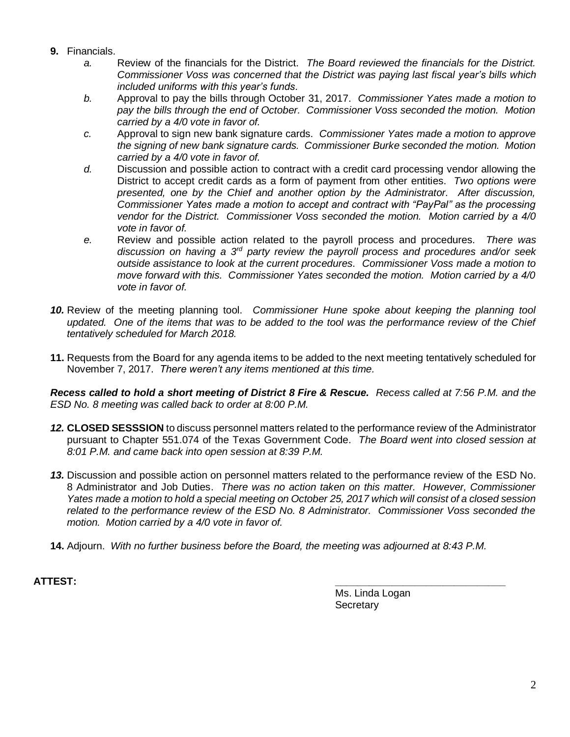**9.** Financials.

*a.* Review of the financials for the District. *The Board reviewed the financials for the District. Commissioner Voss was concerned that the District was paying last fiscal year's bills which included uniforms with this year's funds.*

*b.* Approval to pay the bills through October 31, 2017. *Commissioner Yates made a motion to pay the bills through the end of October. Commissioner Voss seconded the motion. Motion carried by a 4/0 vote in favor of.*

*c.* Approval to sign new bank signature cards. *Commissioner Yates made a motion to approve the signing of new bank signature cards. Commissioner Burke seconded the motion. Motion carried by a 4/0 vote in favor of.*

*d.* Discussion and possible action to contract with a credit card processing vendor allowing the District to accept credit cards as a form of payment from other entities. *Two options were presented, one by the Chief and another option by the Administrator. After discussion, Commissioner Yates made a motion to accept and contract with "PayPal" as the processing vendor for the District. Commissioner Voss seconded the motion. Motion carried by a 4/0 vote in favor of.*

*e.* Review and possible action related to the payroll process and procedures. *There was discussion on having a 3rd party review the payroll process and procedures and/or seek outside assistance to look at the current procedures. Commissioner Voss made a motion to move forward with this. Commissioner Yates seconded the motion. Motion carried by a 4/0 vote in favor of.*

***10.*** Review of the meeting planning tool. *Commissioner Hune spoke about keeping the planning tool updated. One of the items that was to be added to the tool was the performance review of the Chief tentatively scheduled for March 2018.*

**11.** Requests from the Board for any agenda items to be added to the next meeting tentatively scheduled for November 7, 2017. *There weren't any items mentioned at this time.*

***Recess called to hold a short meeting of District 8 Fire & Rescue.*** *Recess called at 7:56 P.M. and the ESD No. 8 meeting was called back to order at 8:00 P.M.*

***12.*** **CLOSED SESSSION** to discuss personnel matters related to the performance review of the Administrator pursuant to Chapter 551.074 of the Texas Government Code. *The Board went into closed session at 8:01 P.M. and came back into open session at 8:39 P.M.*

***13.*** Discussion and possible action on personnel matters related to the performance review of the ESD No. 8 Administrator and Job Duties. *There was no action taken on this matter. However, Commissioner Yates made a motion to hold a special meeting on October 25, 2017 which will consist of a closed session related to the performance review of the ESD No. 8 Administrator. Commissioner Voss seconded the motion. Motion carried by a 4/0 vote in favor of.*

**14.** Adjourn. *With no further business before the Board, the meeting was adjourned at 8:43 P.M.*

**ATTEST:**

\_\_\_\_\_\_\_\_\_\_\_\_\_\_\_\_\_\_\_\_\_\_\_\_\_\_\_\_\_\_

Ms. Linda Logan
Secretary